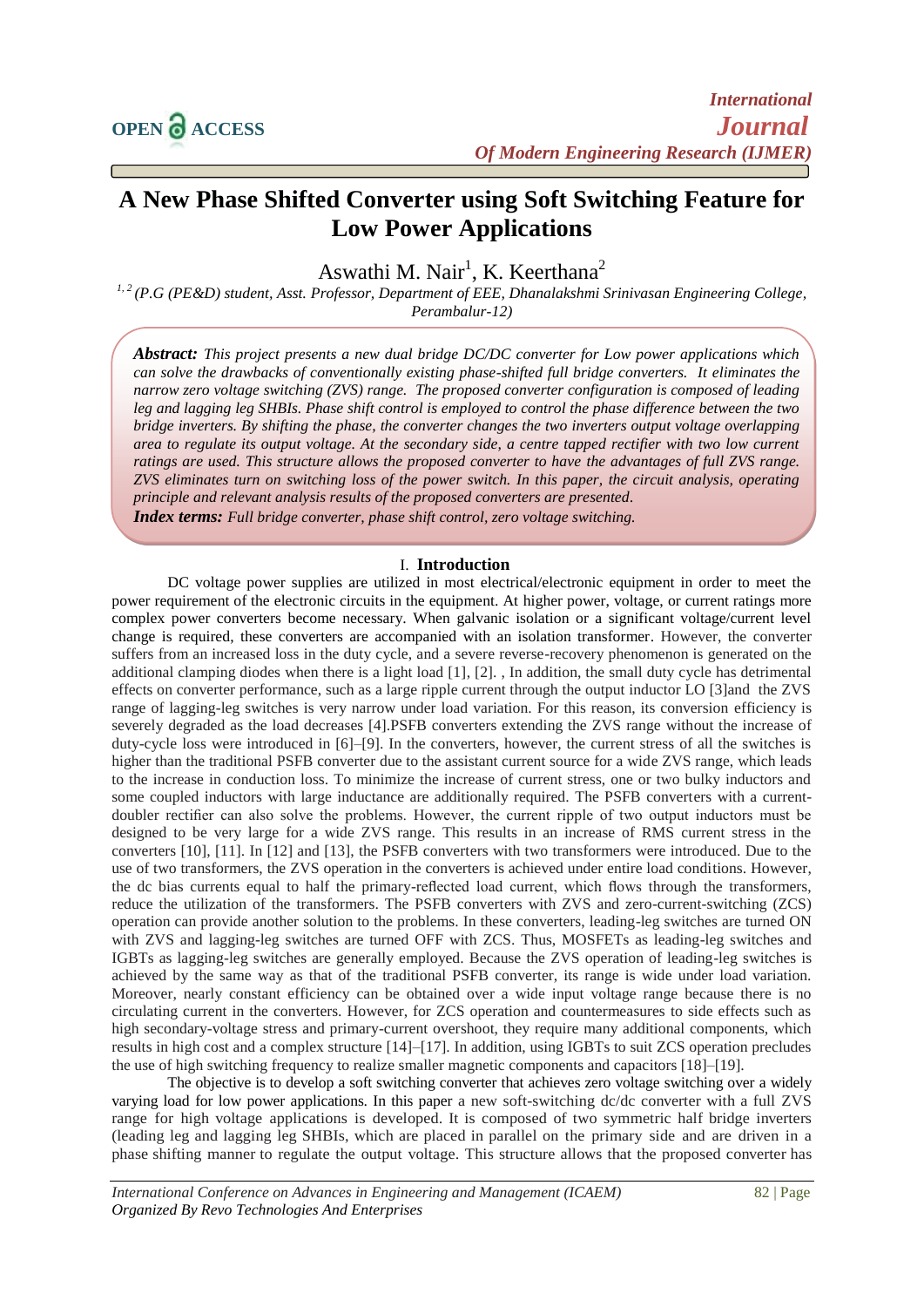# A New Phase Shifted Converter using Soft Switching Feature for Low Power Applications

Aswathi M. Nair[1], K. Keerthana[2]

[1, 2] *(P.G (PE&D) student, Asst. Professor, Department of EEE, Dhanalakshmi Srinivasan Engineering College, Perambalur-12)*

***Abstract:*** *This project presents a new dual bridge DC/DC converter for Low power applications which can solve the drawbacks of conventionally existing phase-shifted full bridge converters. It eliminates the narrow zero voltage switching (ZVS) range. The proposed converter configuration is composed of leading leg and lagging leg SHBIs. Phase shift control is employed to control the phase difference between the two bridge inverters. By shifting the phase, the converter changes the two inverters output voltage overlapping area to regulate its output voltage. At the secondary side, a centre tapped rectifier with two low current ratings are used. This structure allows the proposed converter to have the advantages of full ZVS range. ZVS eliminates turn on switching loss of the power switch. In this paper, the circuit analysis, operating principle and relevant analysis results of the proposed converters are presented.*

***Index terms:*** *Full bridge converter, phase shift control, zero voltage switching.*

## I. Introduction

DC voltage power supplies are utilized in most electrical/electronic equipment in order to meet the power requirement of the electronic circuits in the equipment. At higher power, voltage, or current ratings more complex power converters become necessary. When galvanic isolation or a significant voltage/current level change is required, these converters are accompanied with an isolation transformer. However, the converter suffers from an increased loss in the duty cycle, and a severe reverse-recovery phenomenon is generated on the additional clamping diodes when there is a light load [1], [2]. , In addition, the small duty cycle has detrimental effects on converter performance, such as a large ripple current through the output inductor LO [3]and the ZVS range of lagging-leg switches is very narrow under load variation. For this reason, its conversion efficiency is severely degraded as the load decreases [4].PSFB converters extending the ZVS range without the increase of duty-cycle loss were introduced in [6]–[9]. In the converters, however, the current stress of all the switches is higher than the traditional PSFB converter due to the assistant current source for a wide ZVS range, which leads to the increase in conduction loss. To minimize the increase of current stress, one or two bulky inductors and some coupled inductors with large inductance are additionally required. The PSFB converters with a current-doubler rectifier can also solve the problems. However, the current ripple of two output inductors must be designed to be very large for a wide ZVS range. This results in an increase of RMS current stress in the converters [10], [11]. In [12] and [13], the PSFB converters with two transformers were introduced. Due to the use of two transformers, the ZVS operation in the converters is achieved under entire load conditions. However, the dc bias currents equal to half the primary-reflected load current, which flows through the transformers, reduce the utilization of the transformers. The PSFB converters with ZVS and zero-current-switching (ZCS) operation can provide another solution to the problems. In these converters, leading-leg switches are turned ON with ZVS and lagging-leg switches are turned OFF with ZCS. Thus, MOSFETs as leading-leg switches and IGBTs as lagging-leg switches are generally employed. Because the ZVS operation of leading-leg switches is achieved by the same way as that of the traditional PSFB converter, its range is wide under load variation. Moreover, nearly constant efficiency can be obtained over a wide input voltage range because there is no circulating current in the converters. However, for ZCS operation and countermeasures to side effects such as high secondary-voltage stress and primary-current overshoot, they require many additional components, which results in high cost and a complex structure [14]–[17]. In addition, using IGBTs to suit ZCS operation precludes the use of high switching frequency to realize smaller magnetic components and capacitors [18]–[19].

The objective is to develop a soft switching converter that achieves zero voltage switching over a widely varying load for low power applications. In this paper a new soft-switching dc/dc converter with a full ZVS range for high voltage applications is developed. It is composed of two symmetric half bridge inverters (leading leg and lagging leg SHBIs, which are placed in parallel on the primary side and are driven in a phase shifting manner to regulate the output voltage. This structure allows that the proposed converter has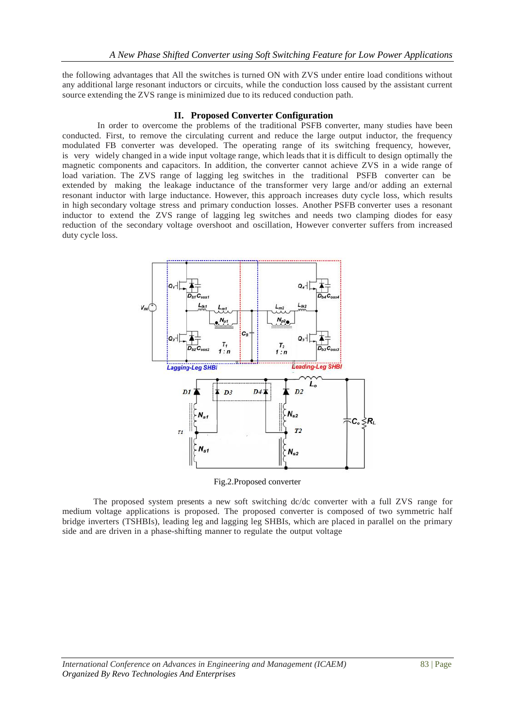the following advantages that All the switches is turned ON with ZVS under entire load conditions without any additional large resonant inductors or circuits, while the conduction loss caused by the assistant current source extending the ZVS range is minimized due to its reduced conduction path.

## II. Proposed Converter Configuration

In order to overcome the problems of the traditional PSFB converter, many studies have been conducted. First, to remove the circulating current and reduce the large output inductor, the frequency modulated FB converter was developed. The operating range of its switching frequency, however, is very widely changed in a wide input voltage range, which leads that it is difficult to design optimally the magnetic components and capacitors. In addition, the converter cannot achieve ZVS in a wide range of load variation. The ZVS range of lagging leg switches in the traditional PSFB converter can be extended by making the leakage inductance of the transformer very large and/or adding an external resonant inductor with large inductance. However, this approach increases duty cycle loss, which results in high secondary voltage stress and primary conduction losses. Another PSFB converter uses a resonant inductor to extend the ZVS range of lagging leg switches and needs two clamping diodes for easy reduction of the secondary voltage overshoot and oscillation, However converter suffers from increased duty cycle loss.

Fig.2.Proposed converter

The proposed system presents a new soft switching dc/dc converter with a full ZVS range for medium voltage applications is proposed. The proposed converter is composed of two symmetric half bridge inverters (TSHBIs), leading leg and lagging leg SHBIs, which are placed in parallel on the primary side and are driven in a phase-shifting manner to regulate the output voltage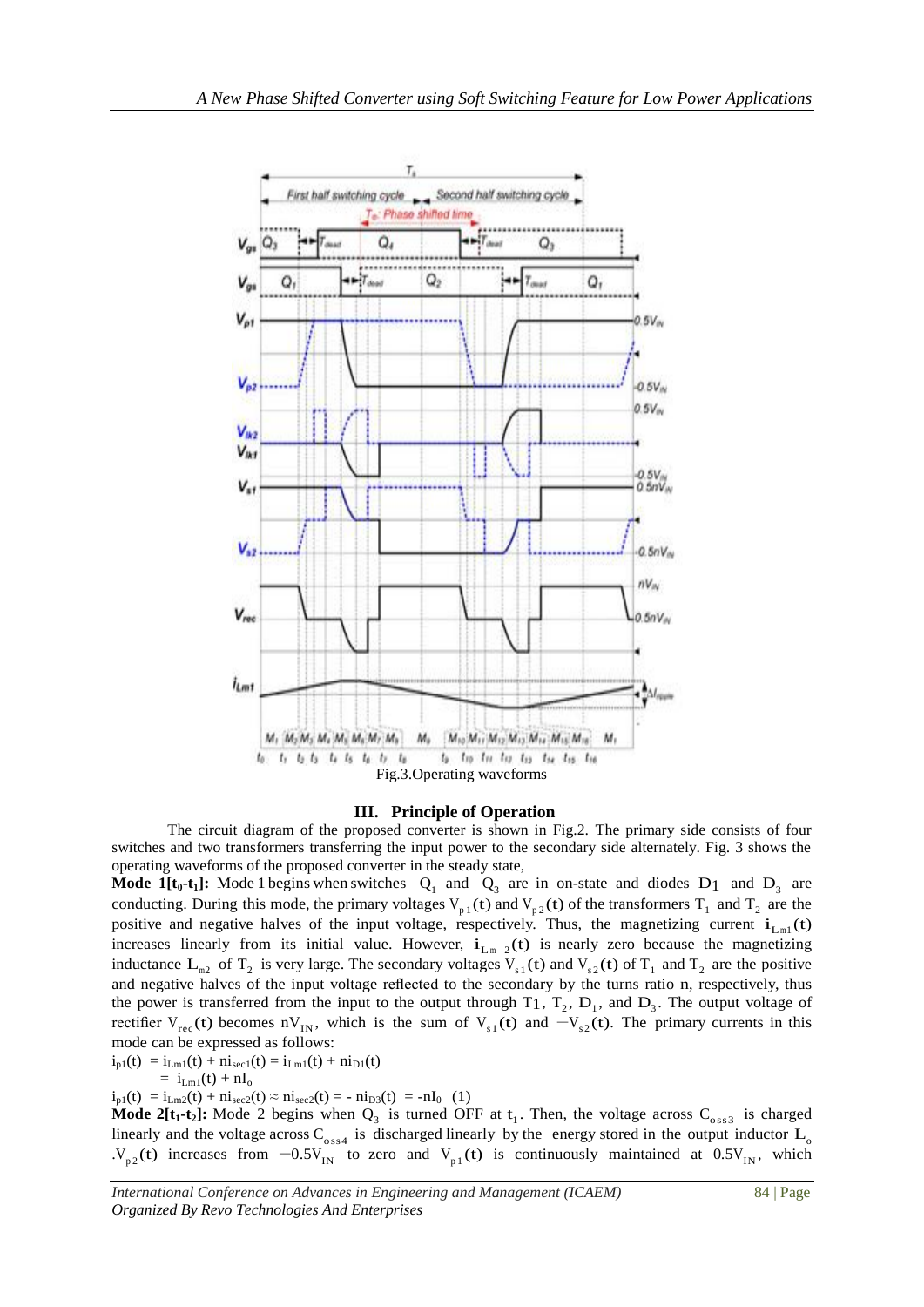Fig.3.Operating waveforms

## III. Principle of Operation

The circuit diagram of the proposed converter is shown in Fig.2. The primary side consists of four switches and two transformers transferring the input power to the secondary side alternately. Fig. 3 shows the operating waveforms of the proposed converter in the steady state,

**Mode 1[$t_0$-$t_1$]:** Mode 1 begins when switches $Q_1$ and $Q_3$ are in on-state and diodes $D_1$ and $D_3$ are conducting. During this mode, the primary voltages $V_{p1}(t)$ and $V_{p2}(t)$ of the transformers $T_1$ and $T_2$ are the positive and negative halves of the input voltage, respectively. Thus, the magnetizing current $i_{Lm1}(t)$ increases linearly from its initial value. However, $i_{Lm2}(t)$ is nearly zero because the magnetizing inductance $L_{m2}$ of $T_2$ is very large. The secondary voltages $V_{s1}(t)$ and $V_{s2}(t)$ of $T_1$ and $T_2$ are the positive and negative halves of the input voltage reflected to the secondary by the turns ratio n, respectively, thus the power is transferred from the input to the output through $T_1$, $T_2$, $D_1$, and $D_3$. The output voltage of rectifier $V_{rec}(t)$ becomes $nV_{IN}$, which is the sum of $V_{s1}(t)$ and $-V_{s2}(t)$. The primary currents in this mode can be expressed as follows:

$$i_{p1}(t) = i_{Lm1}(t) + ni_{sec1}(t) = i_{Lm1}(t) + ni_{D1}(t)$$
$$= i_{Lm1}(t) + nI_o$$
$$i_{p1}(t) = i_{Lm2}(t) + ni_{sec2}(t) \approx ni_{sec2}(t) = - ni_{D3}(t) = -nI_0 \quad (1)$$

**Mode 2[$t_1$-$t_2$]:** Mode 2 begins when $Q_3$ is turned OFF at $t_1$. Then, the voltage across $C_{oss3}$ is charged linearly and the voltage across $C_{oss4}$ is discharged linearly by the energy stored in the output inductor $L_o$. $V_{p2}(t)$ increases from $-0.5V_{IN}$ to zero and $V_{p1}(t)$ is continuously maintained at $0.5V_{IN}$, which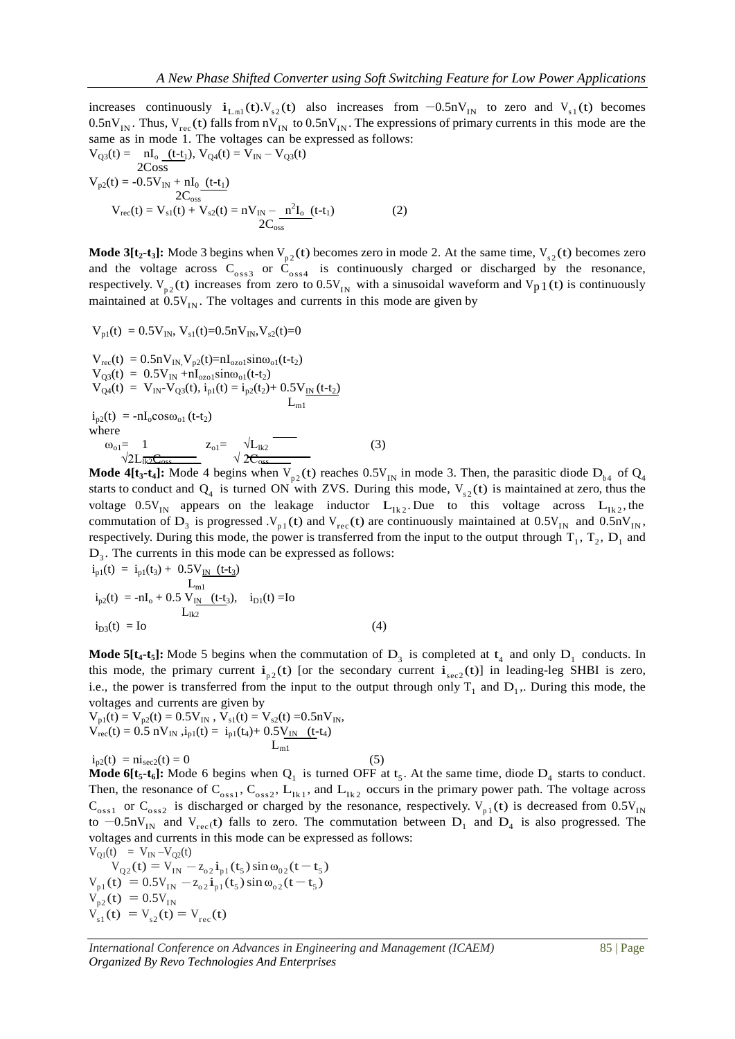increases continuously $i_{Lm1}(t)$.$V_{s2}(t)$ also increases from $-0.5nV_{IN}$ to zero and $V_{s1}(t)$ becomes $0.5nV_{IN}$. Thus, $V_{rec}(t)$ falls from $nV_{IN}$ to $0.5nV_{IN}$. The expressions of primary currents in this mode are the same as in mode 1. The voltages can be expressed as follows:

$$V_{Q3}(t) = \frac{nI_o}{2C_{oss}}(t-t_1),\quad V_{Q4}(t) = V_{IN} - V_{Q3}(t)$$

$$V_{p2}(t) = -0.5V_{IN} + \frac{nI_0}{2C_{oss}}(t-t_1)$$

$$V_{rec}(t) = V_{s1}(t) + V_{s2}(t) = nV_{IN} - \frac{n^2I_o}{2C_{oss}}(t-t_1) \qquad (2)$$

**Mode 3[$t_2$-$t_3$]:** Mode 3 begins when $V_{p2}(t)$ becomes zero in mode 2. At the same time, $V_{s2}(t)$ becomes zero and the voltage across $C_{oss3}$ or $C_{oss4}$ is continuously charged or discharged by the resonance, respectively. $V_{p2}(t)$ increases from zero to $0.5V_{IN}$ with a sinusoidal waveform and $V_{p1}(t)$ is continuously maintained at $0.5V_{IN}$. The voltages and currents in this mode are given by

$$V_{p1}(t) = 0.5V_{IN},\ V_{s1}(t)=0.5nV_{IN},V_{s2}(t)=0$$

$$V_{rec}(t) = 0.5nV_{IN},\ V_{p2}(t)=nI_{ozo1}\sin\omega_{o1}(t-t_2)$$

$$V_{Q3}(t) = 0.5V_{IN} + nI_{ozo1}\sin\omega_{o1}(t-t_2)$$

$$V_{Q4}(t) = V_{IN}-V_{Q3}(t),\ i_{p1}(t) = i_{p2}(t_2)+ \frac{0.5V_{IN}}{L_{m1}}(t-t_2)$$

$$i_{p2}(t) = -nI_o\cos\omega_{o1}(t-t_2)$$

where

$$\omega_{o1}= \frac{1}{\sqrt{2L_{lk2}C_{oss}}} \qquad z_{o1}= \frac{\sqrt{L_{lk2}}}{\sqrt{2C_{oss}}} \qquad (3)$$

**Mode 4[$t_3$-$t_4$]:** Mode 4 begins when $V_{p2}(t)$ reaches $0.5V_{IN}$ in mode 3. Then, the parasitic diode $D_{b4}$ of $Q_4$ starts to conduct and $Q_4$ is turned ON with ZVS. During this mode, $V_{s2}(t)$ is maintained at zero, thus the voltage $0.5V_{IN}$ appears on the leakage inductor $L_{lk2}$. Due to this voltage across $L_{lk2}$, the commutation of $D_3$ is progressed .$V_{p1}(t)$ and $V_{rec}(t)$ are continuously maintained at $0.5V_{IN}$ and $0.5nV_{IN}$, respectively. During this mode, the power is transferred from the input to the output through $T_1$, $T_2$, $D_1$ and $D_3$. The currents in this mode can be expressed as follows:

$$i_{p1}(t) = i_{p1}(t_3) + \frac{0.5V_{IN}}{L_{m1}}(t-t_3)$$

$$i_{p2}(t) = -nI_o + \frac{0.5V_{IN}}{L_{lk2}}(t-t_3),\quad i_{D1}(t) = I_o$$

$$i_{D3}(t) = I_o \qquad (4)$$

**Mode 5[$t_4$-$t_5$]:** Mode 5 begins when the commutation of $D_3$ is completed at $t_4$ and only $D_1$ conducts. In this mode, the primary current $i_{p2}(t)$ [or the secondary current $i_{sec2}(t)$] in leading-leg SHBI is zero, i.e., the power is transferred from the input to the output through only $T_1$ and $D_1$,. During this mode, the voltages and currents are given by

$$V_{p1}(t) = V_{p2}(t) = 0.5V_{IN},\ V_{s1}(t) = V_{s2}(t) = 0.5nV_{IN},$$

$$V_{rec}(t) = 0.5nV_{IN},\ i_{p1}(t) = i_{p1}(t_4)+ \frac{0.5V_{IN}}{L_{m1}}(t-t_4)$$

$$i_{p2}(t) = ni_{sec2}(t) = 0 \qquad (5)$$

**Mode 6[$t_5$-$t_6$]:** Mode 6 begins when $Q_1$ is turned OFF at $t_5$. At the same time, diode $D_4$ starts to conduct. Then, the resonance of $C_{oss1}$, $C_{oss2}$, $L_{lk1}$, and $L_{lk2}$ occurs in the primary power path. The voltage across $C_{oss1}$ or $C_{oss2}$ is discharged or charged by the resonance, respectively. $V_{p1}(t)$ is decreased from $0.5V_{IN}$ to $-0.5nV_{IN}$ and $V_{rec}(t)$ falls to zero. The commutation between $D_1$ and $D_4$ is also progressed. The voltages and currents in this mode can be expressed as follows:

$$V_{Q1}(t) = V_{IN} - V_{Q2}(t)$$

$$V_{Q2}(t) = V_{IN} - z_{o2}\, i_{p1}(t_5)\sin\omega_{02}(t-t_5)$$

$$V_{p1}(t) = 0.5V_{IN} - z_{o2}\, i_{p1}(t_5)\sin\omega_{o2}(t-t_5)$$

$$V_{p2}(t) = 0.5V_{IN}$$

$$V_{s1}(t) = V_{s2}(t) = V_{rec}(t)$$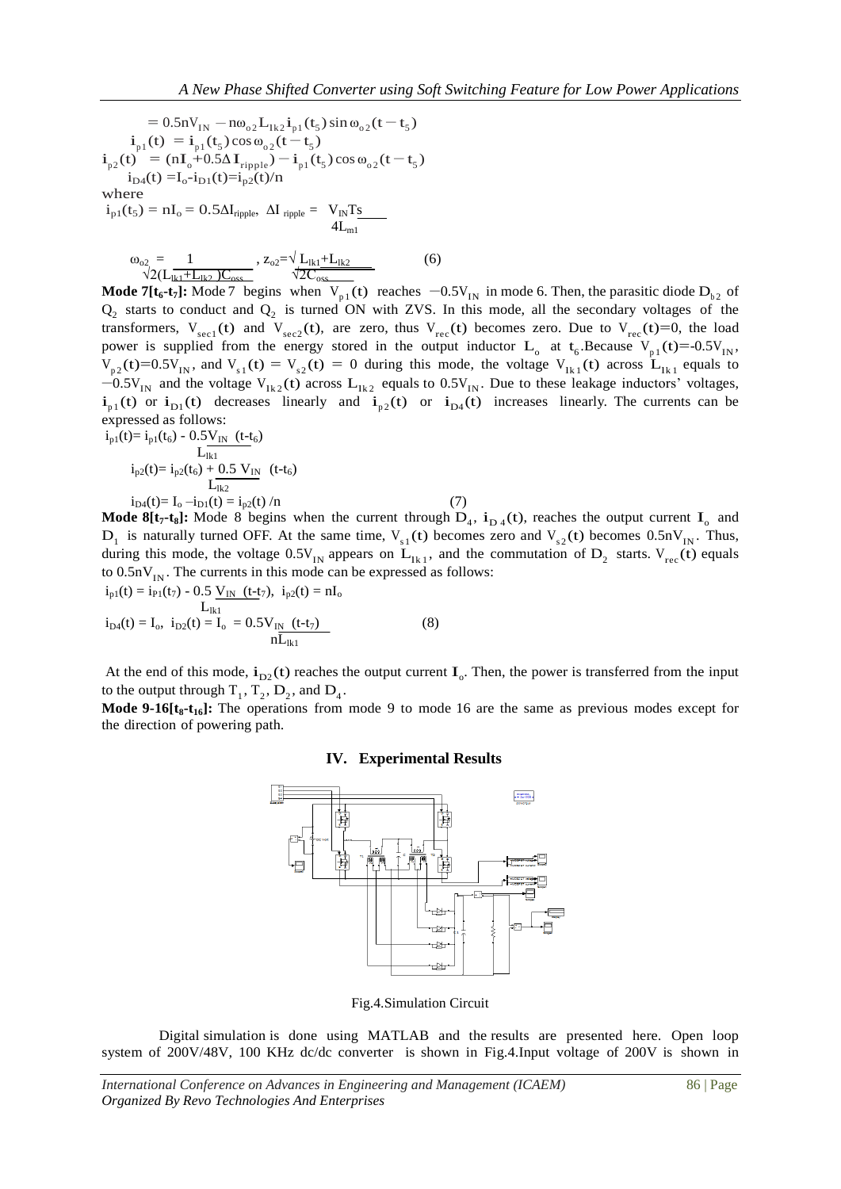$$= 0.5nV_{IN} - n\omega_{o2}L_{lk2}\mathbf{i}_{p1}(t_5)\sin\omega_{o2}(t-t_5)$$

$$\mathbf{i}_{p1}(t) = \mathbf{i}_{p1}(t_5)\cos\omega_{o2}(t-t_5)$$

$$\mathbf{i}_{p2}(t) = (n\mathbf{I}_o + 0.5\Delta\mathbf{I}_{ripple}) - \mathbf{i}_{p1}(t_5)\cos\omega_{o2}(t-t_5)$$

$$i_{D4}(t) = I_o - i_{D1}(t) = i_{p2}(t)/n$$

where

$$i_{p1}(t_5) = nI_o = 0.5\Delta I_{ripple}, \quad \Delta I_{ripple} = \frac{V_{IN}T_s}{4L_{m1}}$$

$$\omega_{o2} = \frac{1}{\sqrt{2(L_{lk1}+L_{lk2})C_{oss}}}, \quad z_{o2} = \frac{\sqrt{L_{lk1}+L_{lk2}}}{\sqrt{2C_{oss}}} \qquad (6)$$

**Mode 7[$t_6$-$t_7$]:** Mode 7 begins when $V_{p1}(t)$ reaches $-0.5V_{IN}$ in mode 6. Then, the parasitic diode $D_{b2}$ of $Q_2$ starts to conduct and $Q_2$ is turned ON with ZVS. In this mode, all the secondary voltages of the transformers, $V_{sec1}(t)$ and $V_{sec2}(t)$, are zero, thus $V_{rec}(t)$ becomes zero. Due to $V_{rec}(t)=0$, the load power is supplied from the energy stored in the output inductor $L_o$ at $t_6$. Because $V_{p1}(t)=-0.5V_{IN}$, $V_{p2}(t)=0.5V_{IN}$, and $V_{s1}(t) = V_{s2}(t) = 0$ during this mode, the voltage $V_{lk1}(t)$ across $L_{lk1}$ equals to $-0.5V_{IN}$ and the voltage $V_{lk2}(t)$ across $L_{lk2}$ equals to $0.5V_{IN}$. Due to these leakage inductors' voltages, $\mathbf{i}_{p1}(t)$ or $\mathbf{i}_{D1}(t)$ decreases linearly and $\mathbf{i}_{p2}(t)$ or $\mathbf{i}_{D4}(t)$ increases linearly. The currents can be expressed as follows:

$$i_{p1}(t) = i_{p1}(t_6) - \frac{0.5V_{IN}}{L_{lk1}}(t-t_6)$$

$$i_{p2}(t) = i_{p2}(t_6) + \frac{0.5V_{IN}}{L_{lk2}}(t-t_6)$$

$$i_{D4}(t) = I_o - i_{D1}(t) = i_{p2}(t)/n \qquad (7)$$

**Mode 8[$t_7$-$t_8$]:** Mode 8 begins when the current through $D_4$, $\mathbf{i}_{D4}(t)$, reaches the output current $\mathbf{I}_o$ and $D_1$ is naturally turned OFF. At the same time, $V_{s1}(t)$ becomes zero and $V_{s2}(t)$ becomes $0.5nV_{IN}$. Thus, during this mode, the voltage $0.5V_{IN}$ appears on $L_{lk1}$, and the commutation of $D_2$ starts. $V_{rec}(t)$ equals to $0.5nV_{IN}$. The currents in this mode can be expressed as follows:

$$i_{p1}(t) = i_{P1}(t_7) - 0.5\frac{V_{IN}}{L_{lk1}}(t-t_7), \quad i_{p2}(t) = nI_o$$

$$i_{D4}(t) = I_o, \quad i_{D2}(t) = I_o = \frac{0.5V_{IN}}{nL_{lk1}}(t-t_7) \qquad (8)$$

At the end of this mode, $\mathbf{i}_{D2}(t)$ reaches the output current $\mathbf{I}_o$. Then, the power is transferred from the input to the output through $T_1$, $T_2$, $D_2$, and $D_4$.

**Mode 9-16[$t_8$-$t_{16}$]:** The operations from mode 9 to mode 16 are the same as previous modes except for the direction of powering path.

## IV. Experimental Results

Fig.4.Simulation Circuit

Digital simulation is done using MATLAB and the results are presented here. Open loop system of 200V/48V, 100 KHz dc/dc converter is shown in Fig.4.Input voltage of 200V is shown in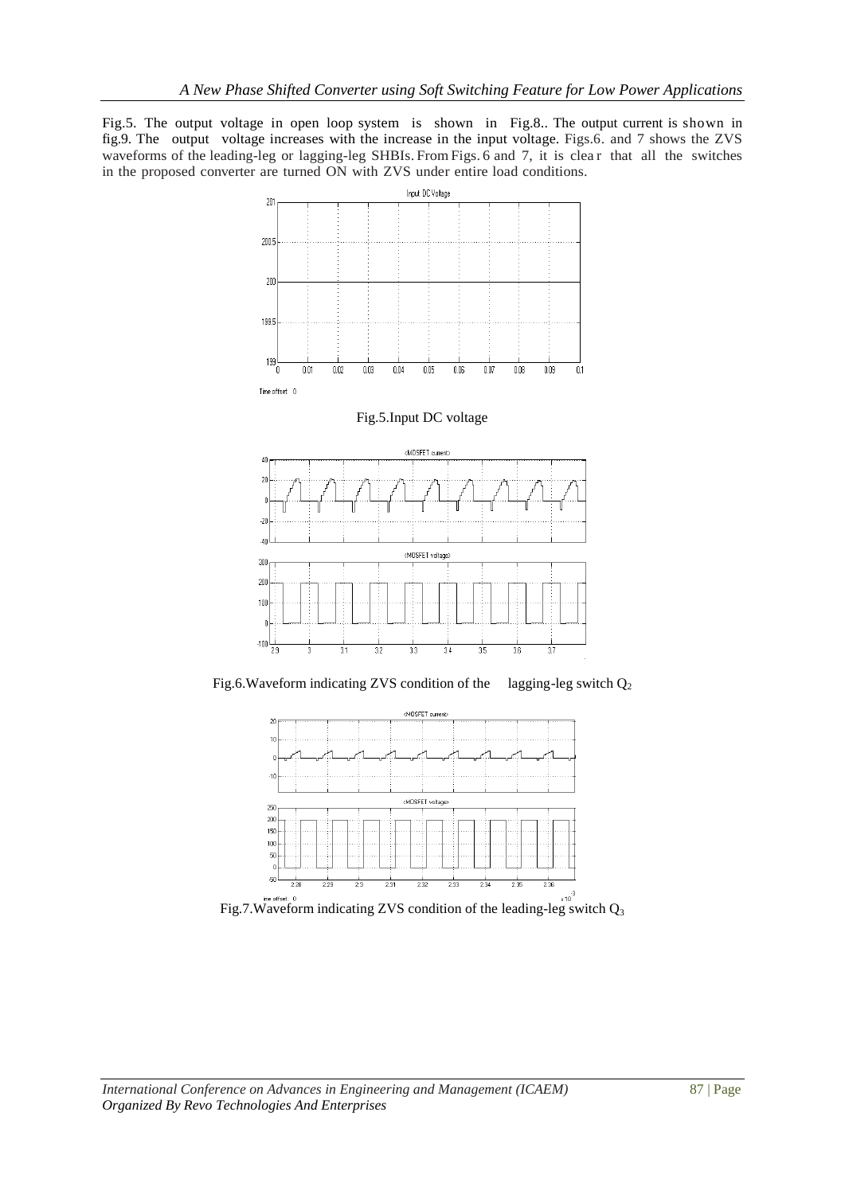Fig.5. The output voltage in open loop system is shown in Fig.8.. The output current is shown in fig.9. The output voltage increases with the increase in the input voltage. Figs.6. and 7 shows the ZVS waveforms of the leading-leg or lagging-leg SHBIs. From Figs. 6 and 7, it is clear that all the switches in the proposed converter are turned ON with ZVS under entire load conditions.

Fig.5.Input DC voltage

Fig.6.Waveform indicating ZVS condition of the lagging-leg switch $Q_2$

Fig.7.Waveform indicating ZVS condition of the leading-leg switch $Q_3$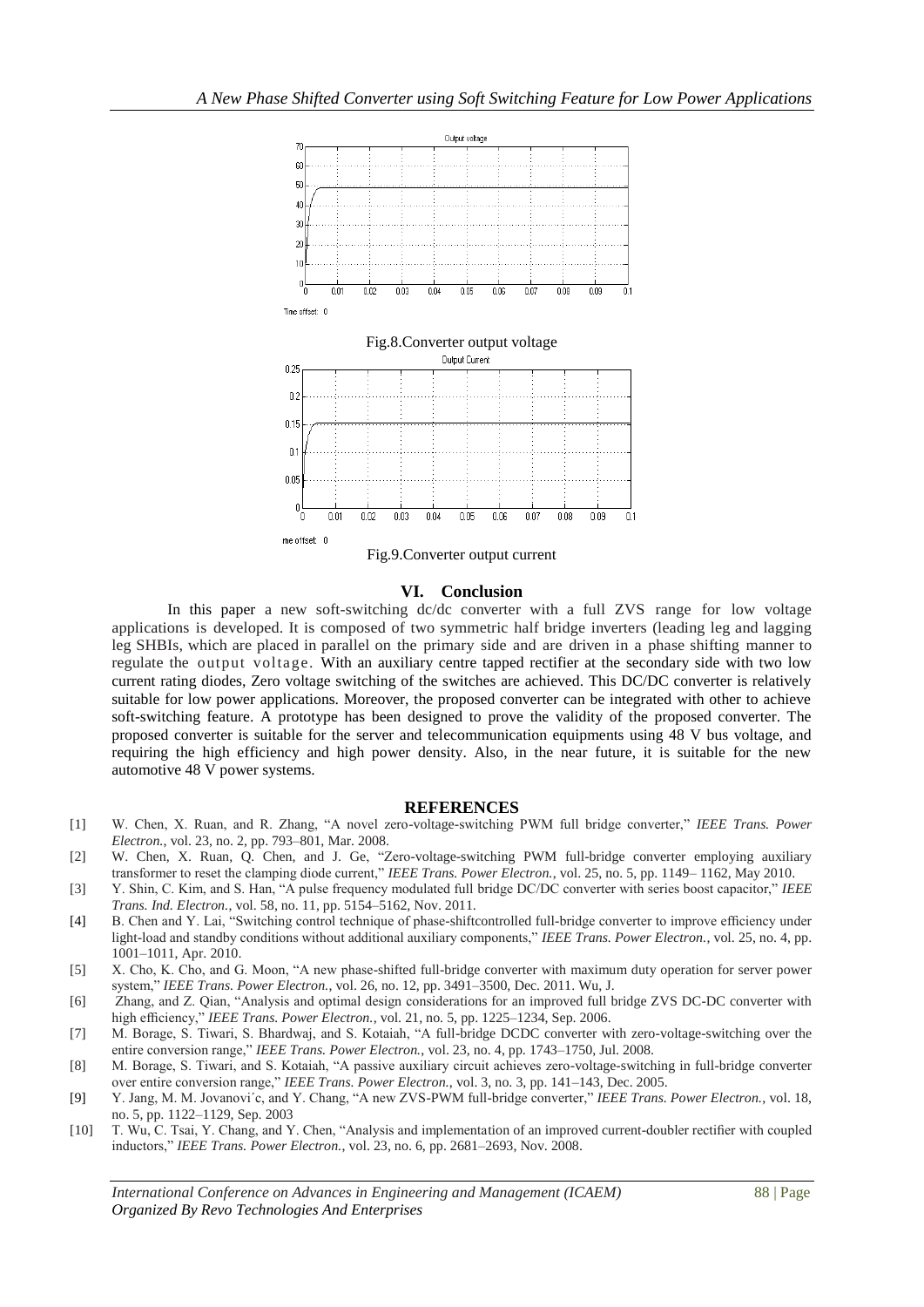Fig.8.Converter output voltage

Fig.9.Converter output current

## VI. Conclusion

In this paper a new soft-switching dc/dc converter with a full ZVS range for low voltage applications is developed. It is composed of two symmetric half bridge inverters (leading leg and lagging leg SHBIs, which are placed in parallel on the primary side and are driven in a phase shifting manner to regulate the output voltage. With an auxiliary centre tapped rectifier at the secondary side with two low current rating diodes, Zero voltage switching of the switches are achieved. This DC/DC converter is relatively suitable for low power applications. Moreover, the proposed converter can be integrated with other to achieve soft-switching feature. A prototype has been designed to prove the validity of the proposed converter. The proposed converter is suitable for the server and telecommunication equipments using 48 V bus voltage, and requiring the high efficiency and high power density. Also, in the near future, it is suitable for the new automotive 48 V power systems.

## REFERENCES

[1] W. Chen, X. Ruan, and R. Zhang, "A novel zero-voltage-switching PWM full bridge converter," *IEEE Trans. Power Electron.,* vol. 23, no. 2, pp. 793–801, Mar. 2008.

[2] W. Chen, X. Ruan, Q. Chen, and J. Ge, "Zero-voltage-switching PWM full-bridge converter employing auxiliary transformer to reset the clamping diode current," *IEEE Trans. Power Electron.*, vol. 25, no. 5, pp. 1149– 1162, May 2010.

[3] Y. Shin, C. Kim, and S. Han, "A pulse frequency modulated full bridge DC/DC converter with series boost capacitor," *IEEE Trans. Ind. Electron.*, vol. 58, no. 11, pp. 5154–5162, Nov. 2011.

[4] B. Chen and Y. Lai, "Switching control technique of phase-shiftcontrolled full-bridge converter to improve efficiency under light-load and standby conditions without additional auxiliary components," *IEEE Trans. Power Electron.*, vol. 25, no. 4, pp. 1001–1011, Apr. 2010.

[5] X. Cho, K. Cho, and G. Moon, "A new phase-shifted full-bridge converter with maximum duty operation for server power system," *IEEE Trans. Power Electron.*, vol. 26, no. 12, pp. 3491–3500, Dec. 2011. Wu, J.

[6] Zhang, and Z. Qian, "Analysis and optimal design considerations for an improved full bridge ZVS DC-DC converter with high efficiency," *IEEE Trans. Power Electron.,* vol. 21, no. 5, pp. 1225–1234, Sep. 2006.

[7] M. Borage, S. Tiwari, S. Bhardwaj, and S. Kotaiah, "A full-bridge DCDC converter with zero-voltage-switching over the entire conversion range," *IEEE Trans. Power Electron.*, vol. 23, no. 4, pp. 1743–1750, Jul. 2008.

[8] M. Borage, S. Tiwari, and S. Kotaiah, "A passive auxiliary circuit achieves zero-voltage-switching in full-bridge converter over entire conversion range," *IEEE Trans. Power Electron.*, vol. 3, no. 3, pp. 141–143, Dec. 2005.

[9] Y. Jang, M. M. Jovanovi´c, and Y. Chang, "A new ZVS-PWM full-bridge converter," *IEEE Trans. Power Electron.*, vol. 18, no. 5, pp. 1122–1129, Sep. 2003

[10] T. Wu, C. Tsai, Y. Chang, and Y. Chen, "Analysis and implementation of an improved current-doubler rectifier with coupled inductors," *IEEE Trans. Power Electron.*, vol. 23, no. 6, pp. 2681–2693, Nov. 2008.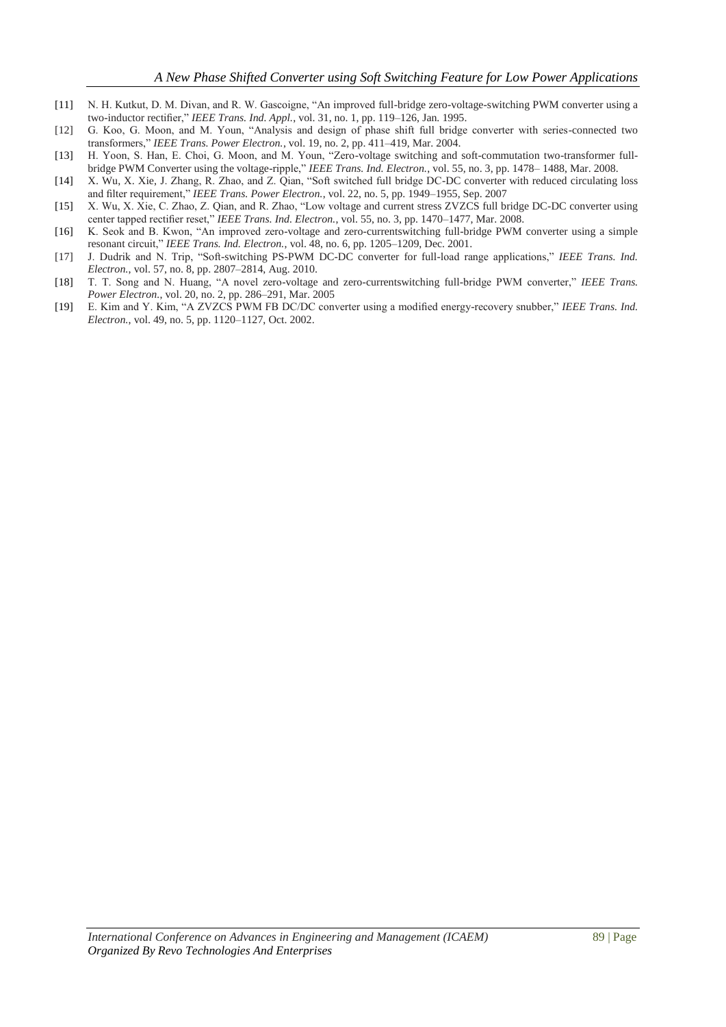[11] N. H. Kutkut, D. M. Divan, and R. W. Gascoigne, "An improved full-bridge zero-voltage-switching PWM converter using a two-inductor rectifier," *IEEE Trans. Ind. Appl.*, vol. 31, no. 1, pp. 119–126, Jan. 1995.

[12] G. Koo, G. Moon, and M. Youn, "Analysis and design of phase shift full bridge converter with series-connected two transformers," *IEEE Trans. Power Electron.*, vol. 19, no. 2, pp. 411–419, Mar. 2004.

[13] H. Yoon, S. Han, E. Choi, G. Moon, and M. Youn, "Zero-voltage switching and soft-commutation two-transformer full-bridge PWM Converter using the voltage-ripple," *IEEE Trans. Ind. Electron.*, vol. 55, no. 3, pp. 1478– 1488, Mar. 2008.

[14] X. Wu, X. Xie, J. Zhang, R. Zhao, and Z. Qian, "Soft switched full bridge DC-DC converter with reduced circulating loss and filter requirement," *IEEE Trans. Power Electron.*, vol. 22, no. 5, pp. 1949–1955, Sep. 2007

[15] X. Wu, X. Xie, C. Zhao, Z. Qian, and R. Zhao, "Low voltage and current stress ZVZCS full bridge DC-DC converter using center tapped rectifier reset," *IEEE Trans. Ind. Electron.*, vol. 55, no. 3, pp. 1470–1477, Mar. 2008.

[16] K. Seok and B. Kwon, "An improved zero-voltage and zero-currentswitching full-bridge PWM converter using a simple resonant circuit," *IEEE Trans. Ind. Electron.*, vol. 48, no. 6, pp. 1205–1209, Dec. 2001.

[17] J. Dudrik and N. Trip, "Soft-switching PS-PWM DC-DC converter for full-load range applications," *IEEE Trans. Ind. Electron.*, vol. 57, no. 8, pp. 2807–2814, Aug. 2010.

[18] T. T. Song and N. Huang, "A novel zero-voltage and zero-currentswitching full-bridge PWM converter," *IEEE Trans. Power Electron.*, vol. 20, no. 2, pp. 286–291, Mar. 2005

[19] E. Kim and Y. Kim, "A ZVZCS PWM FB DC/DC converter using a modified energy-recovery snubber," *IEEE Trans. Ind. Electron.*, vol. 49, no. 5, pp. 1120–1127, Oct. 2002.